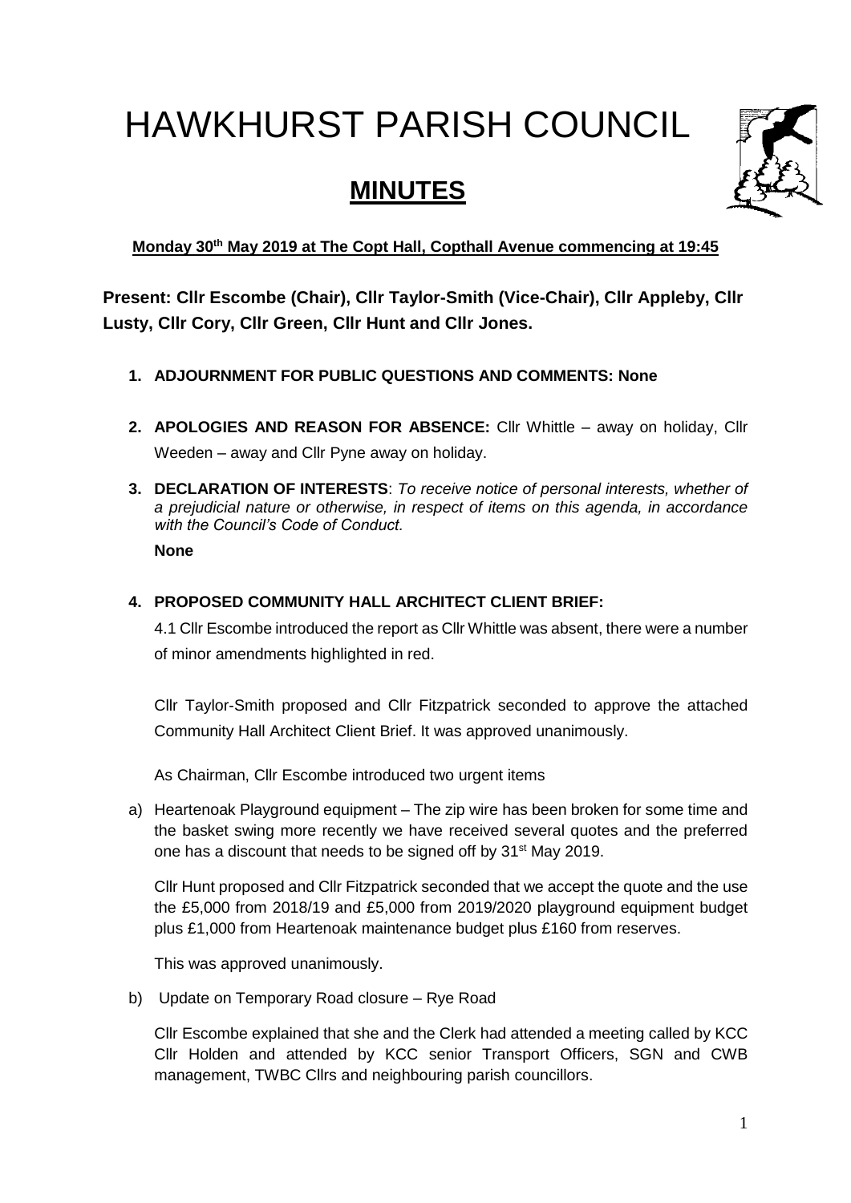# HAWKHURST PARISH COUNCIL

## MINUTES

**Monday 30th May 2019 at The Copt Hall, Copthall Avenue commencing at 19:45**

**Present: Cllr Escombe (Chair), Cllr Taylor-Smith (Vice-Chair), Cllr Appleby, Cllr Lusty, Cllr Cory, Cllr Green, Cllr Hunt and Cllr Jones.**

1. **ADJOURNMENT FOR PUBLIC QUESTIONS AND COMMENTS: None**

2. **APOLOGIES AND REASON FOR ABSENCE:** Cllr Whittle – away on holiday, Cllr Weeden – away and Cllr Pyne away on holiday.

3. **DECLARATION OF INTERESTS**: *To receive notice of personal interests, whether of a prejudicial nature or otherwise, in respect of items on this agenda, in accordance with the Council's Code of Conduct.*

   **None**

4. **PROPOSED COMMUNITY HALL ARCHITECT CLIENT BRIEF:**

   4.1 Cllr Escombe introduced the report as Cllr Whittle was absent, there were a number of minor amendments highlighted in red.

   Cllr Taylor-Smith proposed and Cllr Fitzpatrick seconded to approve the attached Community Hall Architect Client Brief. It was approved unanimously.

   As Chairman, Cllr Escombe introduced two urgent items

a) Heartenoak Playground equipment – The zip wire has been broken for some time and the basket swing more recently we have received several quotes and the preferred one has a discount that needs to be signed off by 31st May 2019.

   Cllr Hunt proposed and Cllr Fitzpatrick seconded that we accept the quote and the use the £5,000 from 2018/19 and £5,000 from 2019/2020 playground equipment budget plus £1,000 from Heartenoak maintenance budget plus £160 from reserves.

   This was approved unanimously.

b) Update on Temporary Road closure – Rye Road

   Cllr Escombe explained that she and the Clerk had attended a meeting called by KCC Cllr Holden and attended by KCC senior Transport Officers, SGN and CWB management, TWBC Cllrs and neighbouring parish councillors.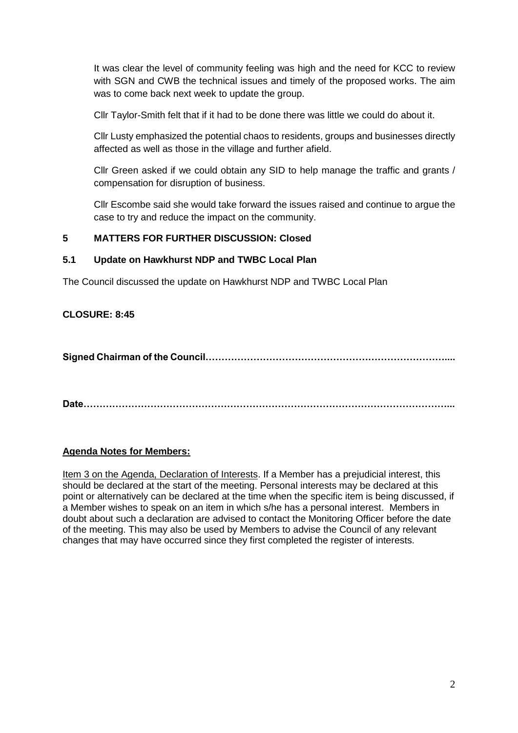It was clear the level of community feeling was high and the need for KCC to review with SGN and CWB the technical issues and timely of the proposed works. The aim was to come back next week to update the group.

Cllr Taylor-Smith felt that if it had to be done there was little we could do about it.

Cllr Lusty emphasized the potential chaos to residents, groups and businesses directly affected as well as those in the village and further afield.

Cllr Green asked if we could obtain any SID to help manage the traffic and grants / compensation for disruption of business.

Cllr Escombe said she would take forward the issues raised and continue to argue the case to try and reduce the impact on the community.

## 5 MATTERS FOR FURTHER DISCUSSION: Closed

### 5.1 Update on Hawkhurst NDP and TWBC Local Plan

The Council discussed the update on Hawkhurst NDP and TWBC Local Plan

**CLOSURE: 8:45**

**Signed Chairman of the Council……………………………………………………………....**

**Date……………………………………………………………………………………………...**

**Agenda Notes for Members:**

Item 3 on the Agenda, Declaration of Interests. If a Member has a prejudicial interest, this should be declared at the start of the meeting. Personal interests may be declared at this point or alternatively can be declared at the time when the specific item is being discussed, if a Member wishes to speak on an item in which s/he has a personal interest. Members in doubt about such a declaration are advised to contact the Monitoring Officer before the date of the meeting. This may also be used by Members to advise the Council of any relevant changes that may have occurred since they first completed the register of interests.